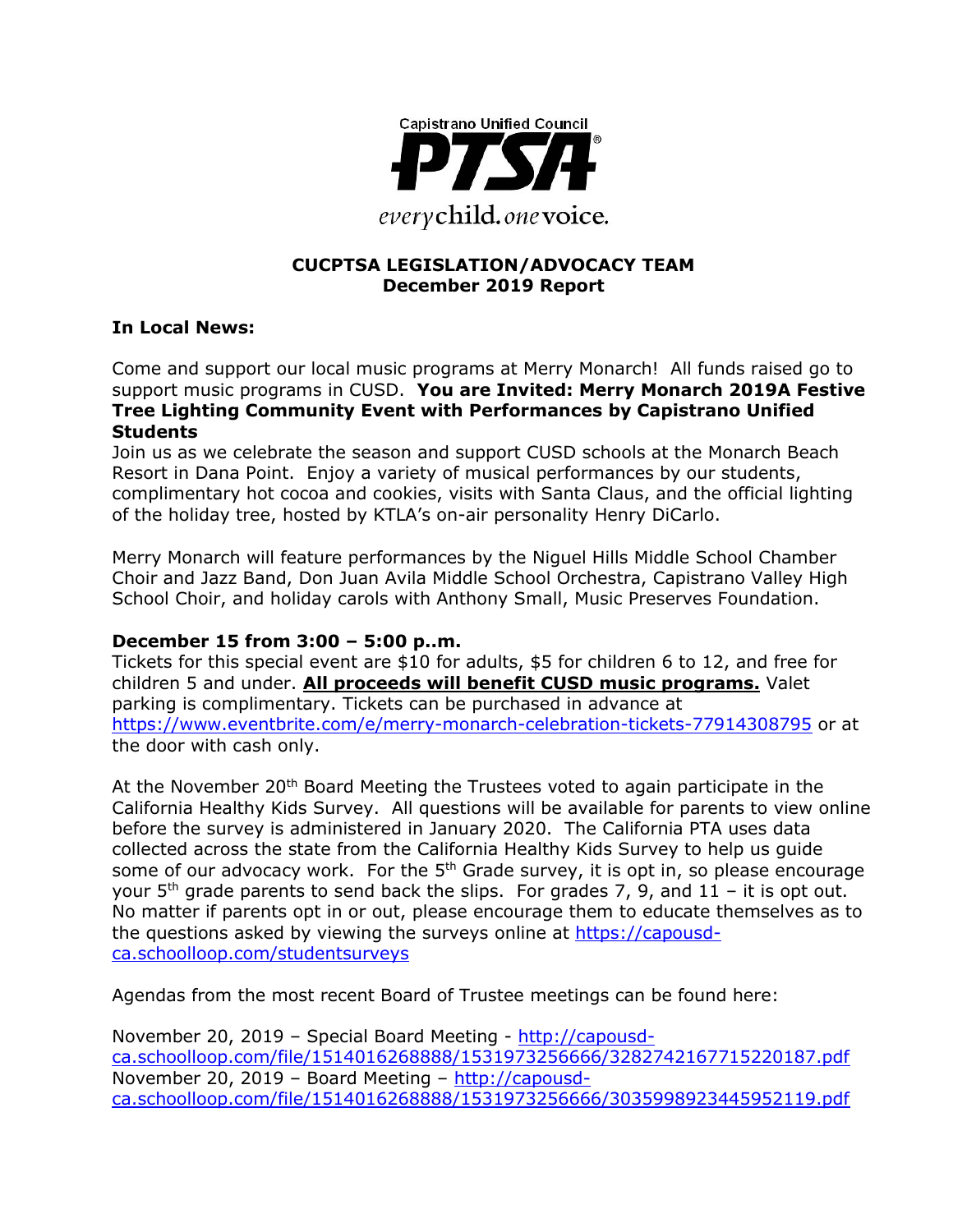Capistrano Unified Council

PTSA

*every* child. *one* voice.

## CUCPTSA LEGISLATION/ADVOCACY TEAM
## December 2019 Report

### In Local News:

Come and support our local music programs at Merry Monarch! All funds raised go to support music programs in CUSD. **You are Invited: Merry Monarch 2019A Festive Tree Lighting Community Event with Performances by Capistrano Unified Students**
Join us as we celebrate the season and support CUSD schools at the Monarch Beach Resort in Dana Point. Enjoy a variety of musical performances by our students, complimentary hot cocoa and cookies, visits with Santa Claus, and the official lighting of the holiday tree, hosted by KTLA's on-air personality Henry DiCarlo.

Merry Monarch will feature performances by the Niguel Hills Middle School Chamber Choir and Jazz Band, Don Juan Avila Middle School Orchestra, Capistrano Valley High School Choir, and holiday carols with Anthony Small, Music Preserves Foundation.

**December 15 from 3:00 – 5:00 p..m.**
Tickets for this special event are $10 for adults, $5 for children 6 to 12, and free for children 5 and under. **<u>All proceeds will benefit CUSD music programs.</u>** Valet parking is complimentary. Tickets can be purchased in advance at https://www.eventbrite.com/e/merry-monarch-celebration-tickets-77914308795 or at the door with cash only.

At the November 20th Board Meeting the Trustees voted to again participate in the California Healthy Kids Survey. All questions will be available for parents to view online before the survey is administered in January 2020. The California PTA uses data collected across the state from the California Healthy Kids Survey to help us guide some of our advocacy work. For the 5th Grade survey, it is opt in, so please encourage your 5th grade parents to send back the slips. For grades 7, 9, and 11 – it is opt out. No matter if parents opt in or out, please encourage them to educate themselves as to the questions asked by viewing the surveys online at https://capousd-ca.schoolloop.com/studentsurveys

Agendas from the most recent Board of Trustee meetings can be found here:

November 20, 2019 – Special Board Meeting - http://capousd-ca.schoolloop.com/file/1514016268888/1531973256666/3282742167715220187.pdf
November 20, 2019 – Board Meeting – http://capousd-ca.schoolloop.com/file/1514016268888/1531973256666/3035998923445952119.pdf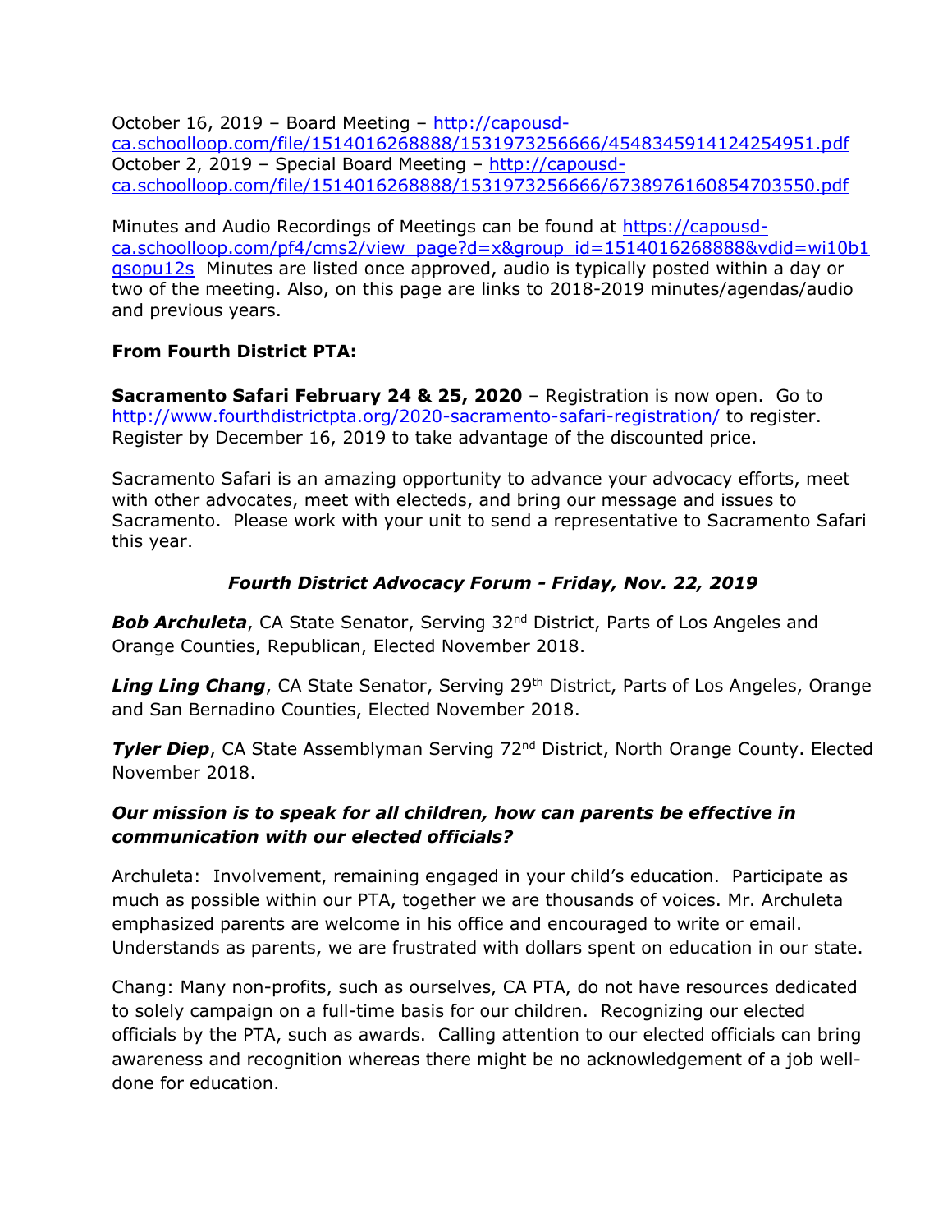October 16, 2019 – Board Meeting – http://capousd-ca.schoolloop.com/file/1514016268888/1531973256666/4548345914124254951.pdf
October 2, 2019 – Special Board Meeting – http://capousd-ca.schoolloop.com/file/1514016268888/1531973256666/6738976160854703550.pdf

Minutes and Audio Recordings of Meetings can be found at https://capousd-ca.schoolloop.com/pf4/cms2/view_page?d=x&group_id=1514016268888&vdid=wi10b1qsopu12s Minutes are listed once approved, audio is typically posted within a day or two of the meeting. Also, on this page are links to 2018-2019 minutes/agendas/audio and previous years.

**From Fourth District PTA:**

**Sacramento Safari February 24 & 25, 2020** – Registration is now open. Go to http://www.fourthdistrictpta.org/2020-sacramento-safari-registration/ to register. Register by December 16, 2019 to take advantage of the discounted price.

Sacramento Safari is an amazing opportunity to advance your advocacy efforts, meet with other advocates, meet with electeds, and bring our message and issues to Sacramento. Please work with your unit to send a representative to Sacramento Safari this year.

***Fourth District Advocacy Forum - Friday, Nov. 22, 2019***

***Bob Archuleta***, CA State Senator, Serving 32nd District, Parts of Los Angeles and Orange Counties, Republican, Elected November 2018.

***Ling Ling Chang***, CA State Senator, Serving 29th District, Parts of Los Angeles, Orange and San Bernadino Counties, Elected November 2018.

***Tyler Diep***, CA State Assemblyman Serving 72nd District, North Orange County. Elected November 2018.

***Our mission is to speak for all children, how can parents be effective in communication with our elected officials?***

Archuleta: Involvement, remaining engaged in your child's education. Participate as much as possible within our PTA, together we are thousands of voices. Mr. Archuleta emphasized parents are welcome in his office and encouraged to write or email. Understands as parents, we are frustrated with dollars spent on education in our state.

Chang: Many non-profits, such as ourselves, CA PTA, do not have resources dedicated to solely campaign on a full-time basis for our children. Recognizing our elected officials by the PTA, such as awards. Calling attention to our elected officials can bring awareness and recognition whereas there might be no acknowledgement of a job well-done for education.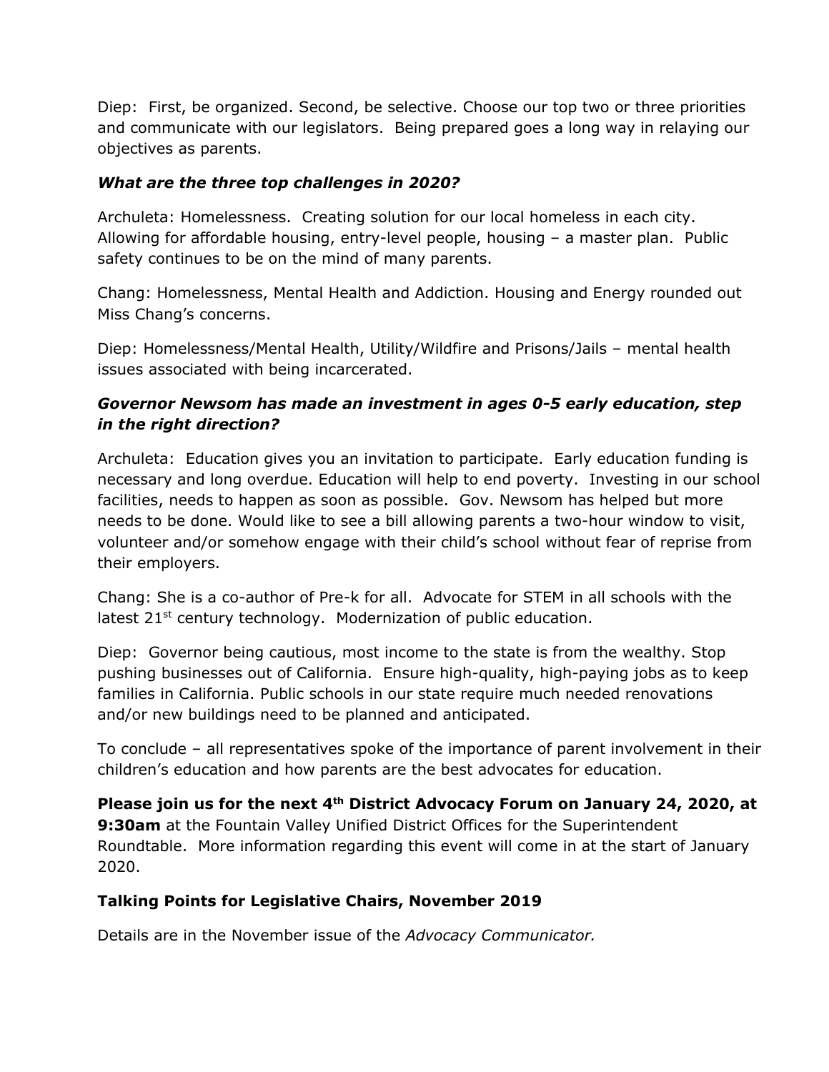Diep: First, be organized. Second, be selective. Choose our top two or three priorities and communicate with our legislators. Being prepared goes a long way in relaying our objectives as parents.

***What are the three top challenges in 2020?***

Archuleta: Homelessness. Creating solution for our local homeless in each city. Allowing for affordable housing, entry-level people, housing – a master plan. Public safety continues to be on the mind of many parents.

Chang: Homelessness, Mental Health and Addiction. Housing and Energy rounded out Miss Chang's concerns.

Diep: Homelessness/Mental Health, Utility/Wildfire and Prisons/Jails – mental health issues associated with being incarcerated.

***Governor Newsom has made an investment in ages 0-5 early education, step in the right direction?***

Archuleta: Education gives you an invitation to participate. Early education funding is necessary and long overdue. Education will help to end poverty. Investing in our school facilities, needs to happen as soon as possible. Gov. Newsom has helped but more needs to be done. Would like to see a bill allowing parents a two-hour window to visit, volunteer and/or somehow engage with their child's school without fear of reprise from their employers.

Chang: She is a co-author of Pre-k for all. Advocate for STEM in all schools with the latest 21st century technology. Modernization of public education.

Diep: Governor being cautious, most income to the state is from the wealthy. Stop pushing businesses out of California. Ensure high-quality, high-paying jobs as to keep families in California. Public schools in our state require much needed renovations and/or new buildings need to be planned and anticipated.

To conclude – all representatives spoke of the importance of parent involvement in their children's education and how parents are the best advocates for education.

**Please join us for the next 4th District Advocacy Forum on January 24, 2020, at 9:30am** at the Fountain Valley Unified District Offices for the Superintendent Roundtable. More information regarding this event will come in at the start of January 2020.

**Talking Points for Legislative Chairs, November 2019**

Details are in the November issue of the *Advocacy Communicator.*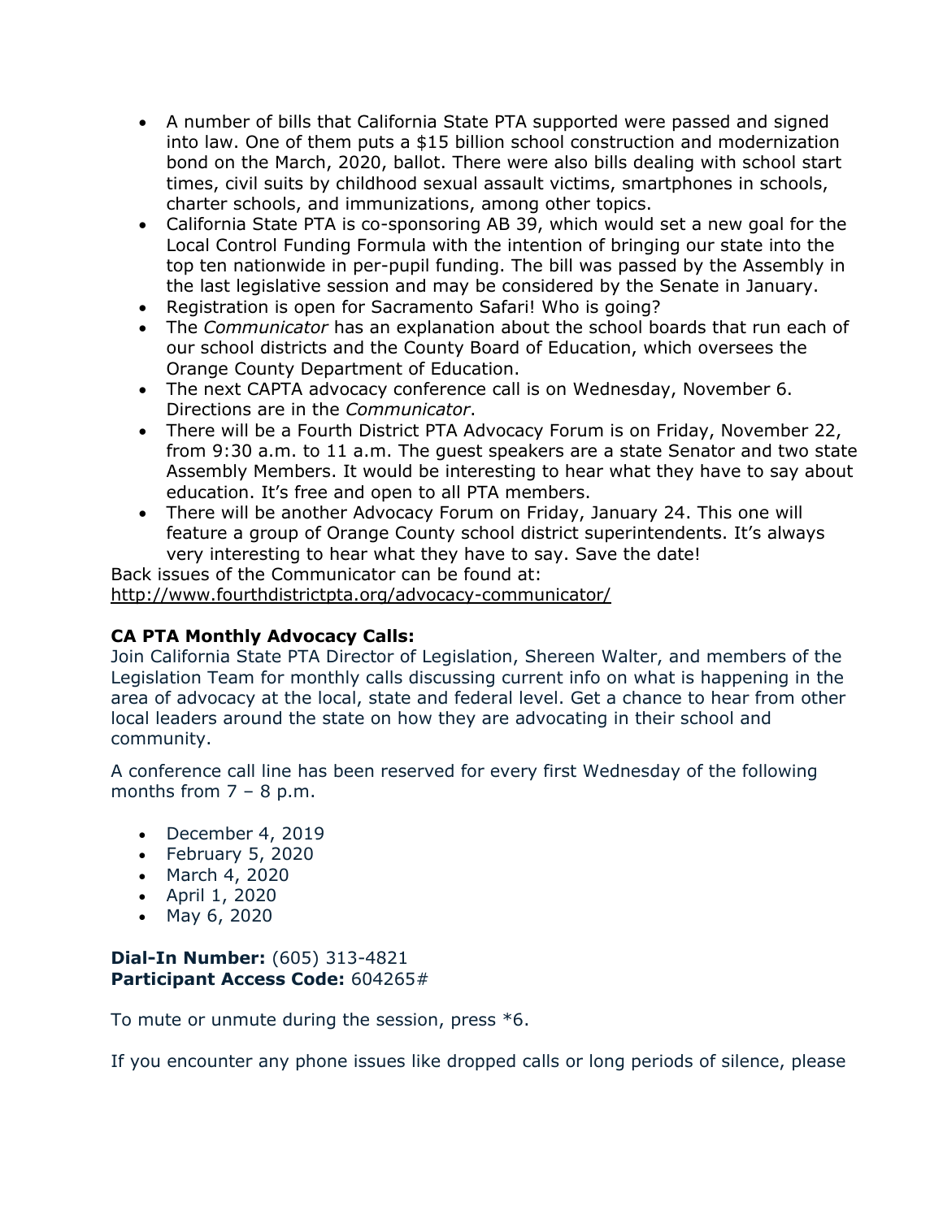- A number of bills that California State PTA supported were passed and signed into law. One of them puts a $15 billion school construction and modernization bond on the March, 2020, ballot. There were also bills dealing with school start times, civil suits by childhood sexual assault victims, smartphones in schools, charter schools, and immunizations, among other topics.
- California State PTA is co-sponsoring AB 39, which would set a new goal for the Local Control Funding Formula with the intention of bringing our state into the top ten nationwide in per-pupil funding. The bill was passed by the Assembly in the last legislative session and may be considered by the Senate in January.
- Registration is open for Sacramento Safari! Who is going?
- The *Communicator* has an explanation about the school boards that run each of our school districts and the County Board of Education, which oversees the Orange County Department of Education.
- The next CAPTA advocacy conference call is on Wednesday, November 6. Directions are in the *Communicator*.
- There will be a Fourth District PTA Advocacy Forum is on Friday, November 22, from 9:30 a.m. to 11 a.m. The guest speakers are a state Senator and two state Assembly Members. It would be interesting to hear what they have to say about education. It's free and open to all PTA members.
- There will be another Advocacy Forum on Friday, January 24. This one will feature a group of Orange County school district superintendents. It's always very interesting to hear what they have to say. Save the date!

Back issues of the Communicator can be found at:
http://www.fourthdistrictpta.org/advocacy-communicator/

**CA PTA Monthly Advocacy Calls:**
Join California State PTA Director of Legislation, Shereen Walter, and members of the Legislation Team for monthly calls discussing current info on what is happening in the area of advocacy at the local, state and federal level. Get a chance to hear from other local leaders around the state on how they are advocating in their school and community.

A conference call line has been reserved for every first Wednesday of the following months from 7 – 8 p.m.

- December 4, 2019
- February 5, 2020
- March 4, 2020
- April 1, 2020
- May 6, 2020

**Dial-In Number:** (605) 313-4821
**Participant Access Code:** 604265#

To mute or unmute during the session, press *6.

If you encounter any phone issues like dropped calls or long periods of silence, please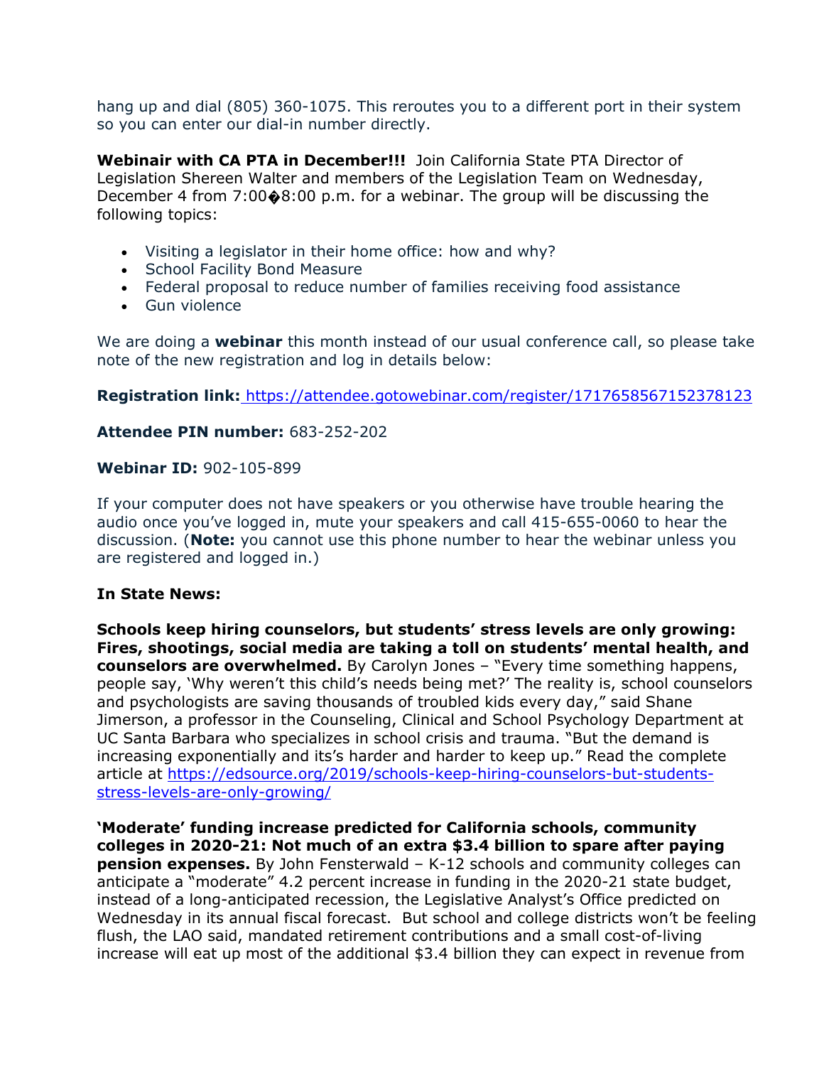hang up and dial (805) 360-1075. This reroutes you to a different port in their system so you can enter our dial-in number directly.

**Webinair with CA PTA in December!!!** Join California State PTA Director of Legislation Shereen Walter and members of the Legislation Team on Wednesday, December 4 from 7:00�8:00 p.m. for a webinar. The group will be discussing the following topics:

- Visiting a legislator in their home office: how and why?
- School Facility Bond Measure
- Federal proposal to reduce number of families receiving food assistance
- Gun violence

We are doing a **webinar** this month instead of our usual conference call, so please take note of the new registration and log in details below:

**Registration link:** https://attendee.gotowebinar.com/register/1717658567152378123

**Attendee PIN number:** 683-252-202

**Webinar ID:** 902-105-899

If your computer does not have speakers or you otherwise have trouble hearing the audio once you've logged in, mute your speakers and call 415-655-0060 to hear the discussion. (**Note:** you cannot use this phone number to hear the webinar unless you are registered and logged in.)

**In State News:**

**Schools keep hiring counselors, but students' stress levels are only growing: Fires, shootings, social media are taking a toll on students' mental health, and counselors are overwhelmed.** By Carolyn Jones – "Every time something happens, people say, 'Why weren't this child's needs being met?' The reality is, school counselors and psychologists are saving thousands of troubled kids every day," said Shane Jimerson, a professor in the Counseling, Clinical and School Psychology Department at UC Santa Barbara who specializes in school crisis and trauma. "But the demand is increasing exponentially and its's harder and harder to keep up." Read the complete article at https://edsource.org/2019/schools-keep-hiring-counselors-but-students-stress-levels-are-only-growing/

**'Moderate' funding increase predicted for California schools, community colleges in 2020-21: Not much of an extra $3.4 billion to spare after paying pension expenses.** By John Fensterwald – K-12 schools and community colleges can anticipate a "moderate" 4.2 percent increase in funding in the 2020-21 state budget, instead of a long-anticipated recession, the Legislative Analyst's Office predicted on Wednesday in its annual fiscal forecast. But school and college districts won't be feeling flush, the LAO said, mandated retirement contributions and a small cost-of-living increase will eat up most of the additional $3.4 billion they can expect in revenue from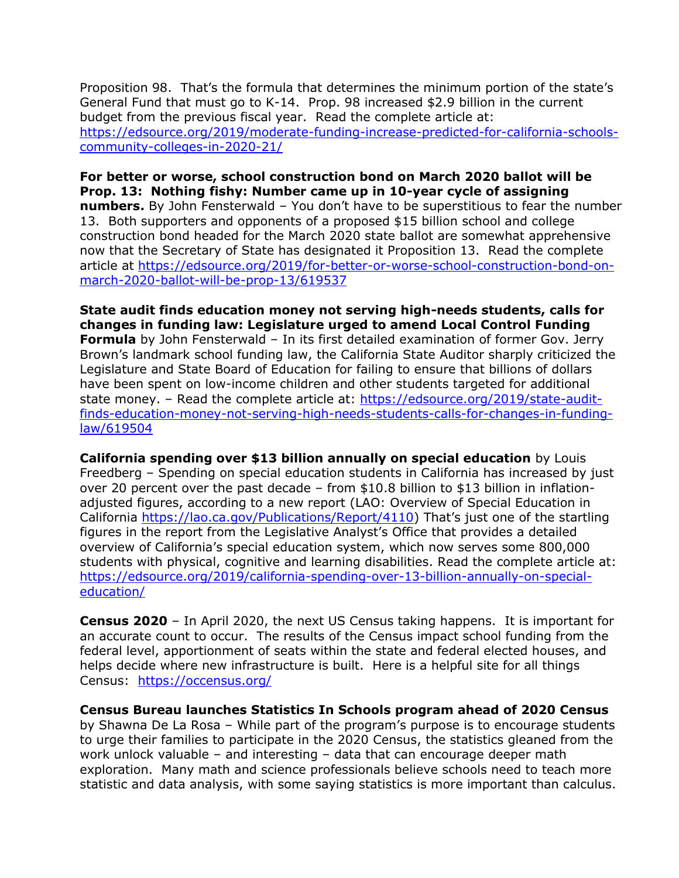Proposition 98. That's the formula that determines the minimum portion of the state's General Fund that must go to K-14. Prop. 98 increased $2.9 billion in the current budget from the previous fiscal year. Read the complete article at: https://edsource.org/2019/moderate-funding-increase-predicted-for-california-schools-community-colleges-in-2020-21/

**For better or worse, school construction bond on March 2020 ballot will be Prop. 13: Nothing fishy: Number came up in 10-year cycle of assigning numbers.** By John Fensterwald – You don't have to be superstitious to fear the number 13. Both supporters and opponents of a proposed $15 billion school and college construction bond headed for the March 2020 state ballot are somewhat apprehensive now that the Secretary of State has designated it Proposition 13. Read the complete article at https://edsource.org/2019/for-better-or-worse-school-construction-bond-on-march-2020-ballot-will-be-prop-13/619537

**State audit finds education money not serving high-needs students, calls for changes in funding law: Legislature urged to amend Local Control Funding Formula** by John Fensterwald – In its first detailed examination of former Gov. Jerry Brown's landmark school funding law, the California State Auditor sharply criticized the Legislature and State Board of Education for failing to ensure that billions of dollars have been spent on low-income children and other students targeted for additional state money. – Read the complete article at: https://edsource.org/2019/state-audit-finds-education-money-not-serving-high-needs-students-calls-for-changes-in-funding-law/619504

**California spending over $13 billion annually on special education** by Louis Freedberg – Spending on special education students in California has increased by just over 20 percent over the past decade – from $10.8 billion to $13 billion in inflation-adjusted figures, according to a new report (LAO: Overview of Special Education in California https://lao.ca.gov/Publications/Report/4110) That's just one of the startling figures in the report from the Legislative Analyst's Office that provides a detailed overview of California's special education system, which now serves some 800,000 students with physical, cognitive and learning disabilities. Read the complete article at: https://edsource.org/2019/california-spending-over-13-billion-annually-on-special-education/

**Census 2020** – In April 2020, the next US Census taking happens. It is important for an accurate count to occur. The results of the Census impact school funding from the federal level, apportionment of seats within the state and federal elected houses, and helps decide where new infrastructure is built. Here is a helpful site for all things Census: https://occensus.org/

**Census Bureau launches Statistics In Schools program ahead of 2020 Census** by Shawna De La Rosa – While part of the program's purpose is to encourage students to urge their families to participate in the 2020 Census, the statistics gleaned from the work unlock valuable – and interesting – data that can encourage deeper math exploration. Many math and science professionals believe schools need to teach more statistic and data analysis, with some saying statistics is more important than calculus.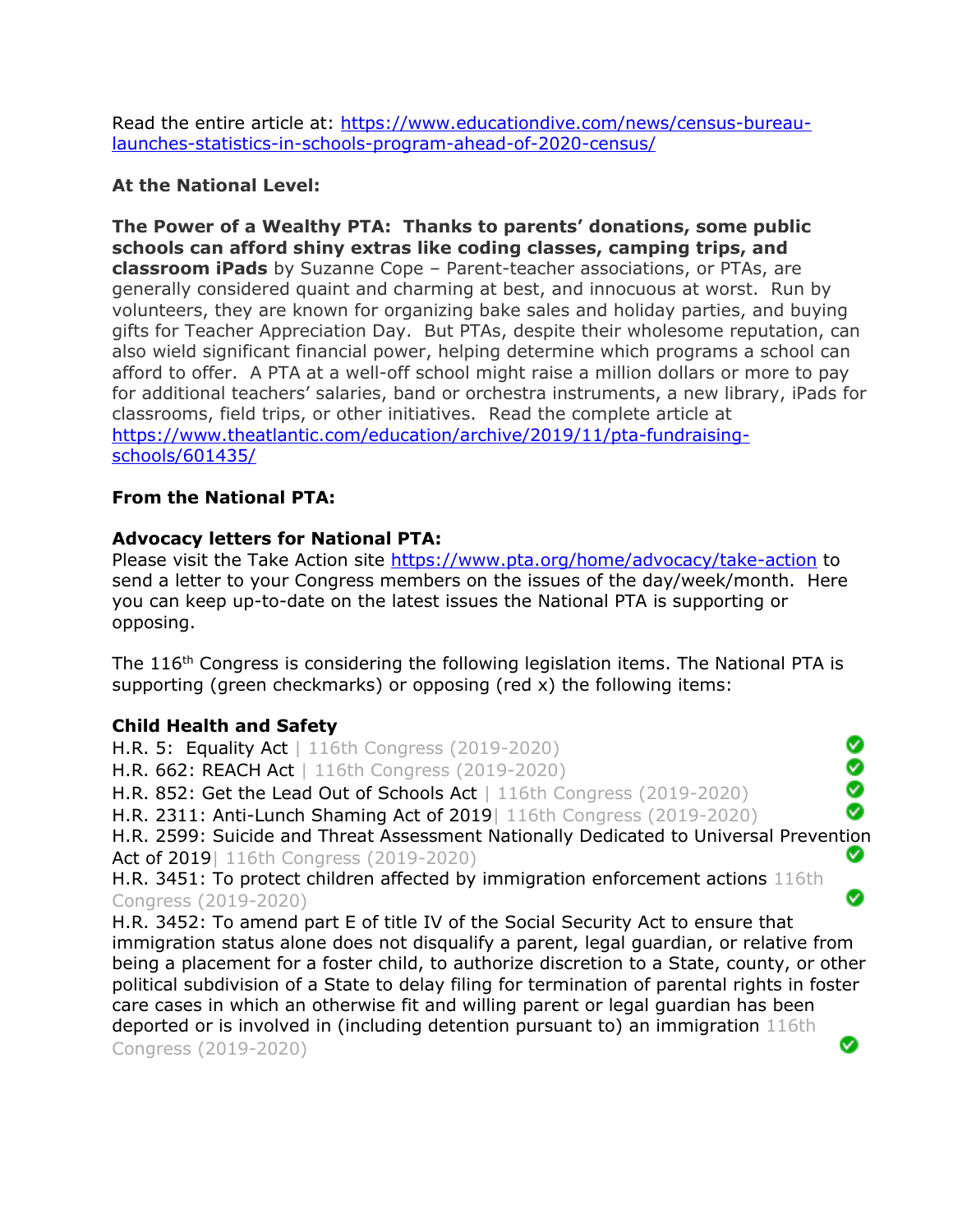Read the entire article at: https://www.educationdive.com/news/census-bureau-launches-statistics-in-schools-program-ahead-of-2020-census/

**At the National Level:**

**The Power of a Wealthy PTA: Thanks to parents' donations, some public schools can afford shiny extras like coding classes, camping trips, and classroom iPads** by Suzanne Cope – Parent-teacher associations, or PTAs, are generally considered quaint and charming at best, and innocuous at worst. Run by volunteers, they are known for organizing bake sales and holiday parties, and buying gifts for Teacher Appreciation Day. But PTAs, despite their wholesome reputation, can also wield significant financial power, helping determine which programs a school can afford to offer. A PTA at a well-off school might raise a million dollars or more to pay for additional teachers' salaries, band or orchestra instruments, a new library, iPads for classrooms, field trips, or other initiatives. Read the complete article at https://www.theatlantic.com/education/archive/2019/11/pta-fundraising-schools/601435/

**From the National PTA:**

**Advocacy letters for National PTA:**
Please visit the Take Action site https://www.pta.org/home/advocacy/take-action to send a letter to your Congress members on the issues of the day/week/month. Here you can keep up-to-date on the latest issues the National PTA is supporting or opposing.

The 116th Congress is considering the following legislation items. The National PTA is supporting (green checkmarks) or opposing (red x) the following items:

**Child Health and Safety**

H.R. 5: Equality Act | 116th Congress (2019-2020) ✔

H.R. 662: REACH Act | 116th Congress (2019-2020) ✔

H.R. 852: Get the Lead Out of Schools Act | 116th Congress (2019-2020) ✔

H.R. 2311: Anti-Lunch Shaming Act of 2019| 116th Congress (2019-2020) ✔

H.R. 2599: Suicide and Threat Assessment Nationally Dedicated to Universal Prevention Act of 2019| 116th Congress (2019-2020) ✔

H.R. 3451: To protect children affected by immigration enforcement actions 116th Congress (2019-2020) ✔

H.R. 3452: To amend part E of title IV of the Social Security Act to ensure that immigration status alone does not disqualify a parent, legal guardian, or relative from being a placement for a foster child, to authorize discretion to a State, county, or other political subdivision of a State to delay filing for termination of parental rights in foster care cases in which an otherwise fit and willing parent or legal guardian has been deported or is involved in (including detention pursuant to) an immigration 116th Congress (2019-2020) ✔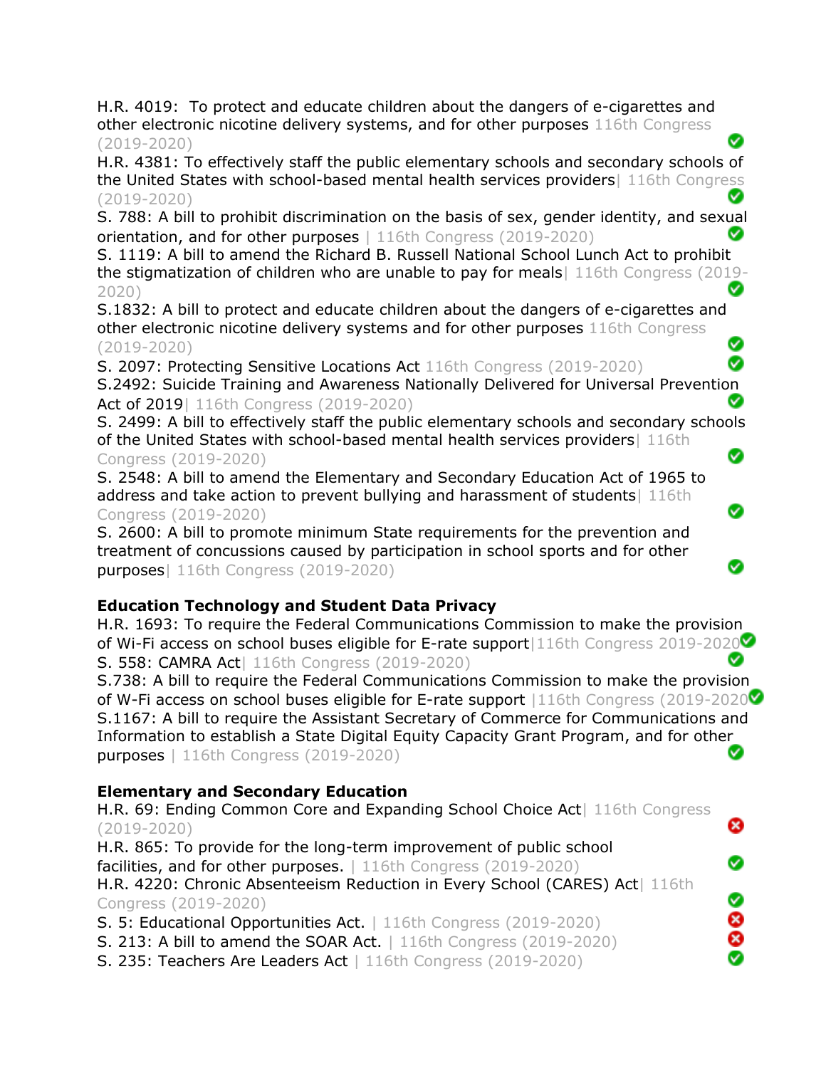H.R. 4019: To protect and educate children about the dangers of e-cigarettes and other electronic nicotine delivery systems, and for other purposes 116th Congress (2019-2020) ✅

H.R. 4381: To effectively staff the public elementary schools and secondary schools of the United States with school-based mental health services providers| 116th Congress (2019-2020) ✅

S. 788: A bill to prohibit discrimination on the basis of sex, gender identity, and sexual orientation, and for other purposes | 116th Congress (2019-2020) ✅

S. 1119: A bill to amend the Richard B. Russell National School Lunch Act to prohibit the stigmatization of children who are unable to pay for meals| 116th Congress (2019-2020) ✅

S.1832: A bill to protect and educate children about the dangers of e-cigarettes and other electronic nicotine delivery systems and for other purposes 116th Congress (2019-2020) ✅

S. 2097: Protecting Sensitive Locations Act 116th Congress (2019-2020) ✅

S.2492: Suicide Training and Awareness Nationally Delivered for Universal Prevention Act of 2019| 116th Congress (2019-2020) ✅

S. 2499: A bill to effectively staff the public elementary schools and secondary schools of the United States with school-based mental health services providers| 116th Congress (2019-2020) ✅

S. 2548: A bill to amend the Elementary and Secondary Education Act of 1965 to address and take action to prevent bullying and harassment of students| 116th Congress (2019-2020) ✅

S. 2600: A bill to promote minimum State requirements for the prevention and treatment of concussions caused by participation in school sports and for other purposes| 116th Congress (2019-2020) ✅

**Education Technology and Student Data Privacy**

H.R. 1693: To require the Federal Communications Commission to make the provision of Wi-Fi access on school buses eligible for E-rate support|116th Congress 2019-2020 ✅

S. 558: CAMRA Act| 116th Congress (2019-2020) ✅

S.738: A bill to require the Federal Communications Commission to make the provision of W-Fi access on school buses eligible for E-rate support |116th Congress (2019-2020 ✅

S.1167: A bill to require the Assistant Secretary of Commerce for Communications and Information to establish a State Digital Equity Capacity Grant Program, and for other purposes | 116th Congress (2019-2020) ✅

**Elementary and Secondary Education**

H.R. 69: Ending Common Core and Expanding School Choice Act| 116th Congress (2019-2020) ❌

H.R. 865: To provide for the long-term improvement of public school facilities, and for other purposes. | 116th Congress (2019-2020) ✅

H.R. 4220: Chronic Absenteeism Reduction in Every School (CARES) Act| 116th Congress (2019-2020) ✅

S. 5: Educational Opportunities Act. | 116th Congress (2019-2020) ❌

S. 213: A bill to amend the SOAR Act. | 116th Congress (2019-2020) ❌

S. 235: Teachers Are Leaders Act | 116th Congress (2019-2020) ✅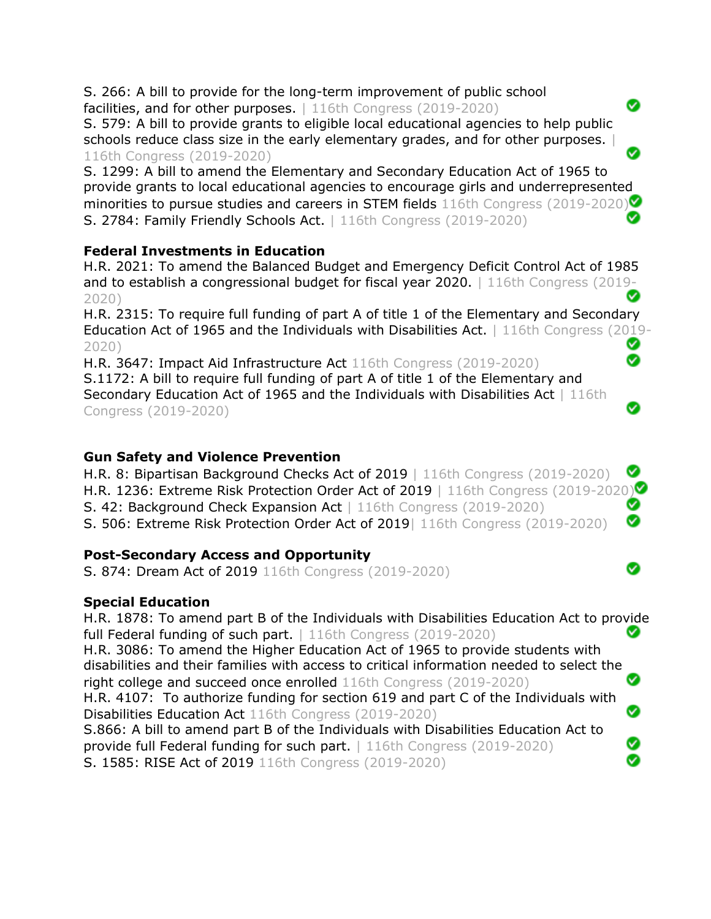S. 266: A bill to provide for the long-term improvement of public school facilities, and for other purposes. | 116th Congress (2019-2020) ✅

S. 579: A bill to provide grants to eligible local educational agencies to help public schools reduce class size in the early elementary grades, and for other purposes. | 116th Congress (2019-2020) ✅

S. 1299: A bill to amend the Elementary and Secondary Education Act of 1965 to provide grants to local educational agencies to encourage girls and underrepresented minorities to pursue studies and careers in STEM fields 116th Congress (2019-2020) ✅

S. 2784: Family Friendly Schools Act. | 116th Congress (2019-2020) ✅

**Federal Investments in Education**

H.R. 2021: To amend the Balanced Budget and Emergency Deficit Control Act of 1985 and to establish a congressional budget for fiscal year 2020. | 116th Congress (2019-2020) ✅

H.R. 2315: To require full funding of part A of title 1 of the Elementary and Secondary Education Act of 1965 and the Individuals with Disabilities Act. | 116th Congress (2019-2020) ✅

H.R. 3647: Impact Aid Infrastructure Act 116th Congress (2019-2020) ✅

S.1172: A bill to require full funding of part A of title 1 of the Elementary and Secondary Education Act of 1965 and the Individuals with Disabilities Act | 116th Congress (2019-2020) ✅

**Gun Safety and Violence Prevention**

H.R. 8: Bipartisan Background Checks Act of 2019 | 116th Congress (2019-2020) ✅

H.R. 1236: Extreme Risk Protection Order Act of 2019 | 116th Congress (2019-2020) ✅

S. 42: Background Check Expansion Act | 116th Congress (2019-2020) ✅

S. 506: Extreme Risk Protection Order Act of 2019| 116th Congress (2019-2020) ✅

**Post-Secondary Access and Opportunity**

S. 874: Dream Act of 2019 116th Congress (2019-2020) ✅

**Special Education**

H.R. 1878: To amend part B of the Individuals with Disabilities Education Act to provide full Federal funding of such part. | 116th Congress (2019-2020) ✅

H.R. 3086: To amend the Higher Education Act of 1965 to provide students with disabilities and their families with access to critical information needed to select the right college and succeed once enrolled 116th Congress (2019-2020) ✅

H.R. 4107: To authorize funding for section 619 and part C of the Individuals with Disabilities Education Act 116th Congress (2019-2020) ✅

S.866: A bill to amend part B of the Individuals with Disabilities Education Act to provide full Federal funding for such part. | 116th Congress (2019-2020) ✅

S. 1585: RISE Act of 2019 116th Congress (2019-2020) ✅